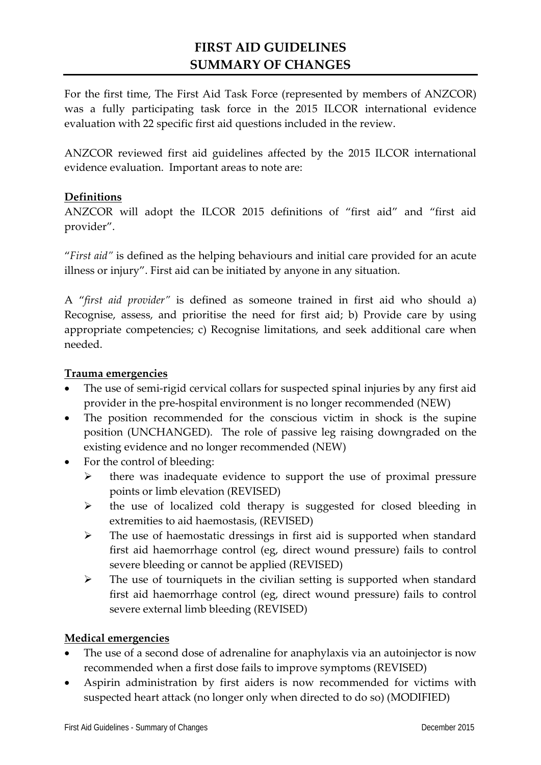# FIRST AID GUIDELINES
# SUMMARY OF CHANGES

For the first time, The First Aid Task Force (represented by members of ANZCOR) was a fully participating task force in the 2015 ILCOR international evidence evaluation with 22 specific first aid questions included in the review.

ANZCOR reviewed first aid guidelines affected by the 2015 ILCOR international evidence evaluation. Important areas to note are:

## Definitions

ANZCOR will adopt the ILCOR 2015 definitions of "first aid" and "first aid provider".

"*First aid"* is defined as the helping behaviours and initial care provided for an acute illness or injury". First aid can be initiated by anyone in any situation.

A "*first aid provider"* is defined as someone trained in first aid who should a) Recognise, assess, and prioritise the need for first aid; b) Provide care by using appropriate competencies; c) Recognise limitations, and seek additional care when needed.

## Trauma emergencies

- The use of semi-rigid cervical collars for suspected spinal injuries by any first aid provider in the pre-hospital environment is no longer recommended (NEW)
- The position recommended for the conscious victim in shock is the supine position (UNCHANGED). The role of passive leg raising downgraded on the existing evidence and no longer recommended (NEW)
- For the control of bleeding:
  - there was inadequate evidence to support the use of proximal pressure points or limb elevation (REVISED)
  - the use of localized cold therapy is suggested for closed bleeding in extremities to aid haemostasis, (REVISED)
  - The use of haemostatic dressings in first aid is supported when standard first aid haemorrhage control (eg, direct wound pressure) fails to control severe bleeding or cannot be applied (REVISED)
  - The use of tourniquets in the civilian setting is supported when standard first aid haemorrhage control (eg, direct wound pressure) fails to control severe external limb bleeding (REVISED)

## Medical emergencies

- The use of a second dose of adrenaline for anaphylaxis via an autoinjector is now recommended when a first dose fails to improve symptoms (REVISED)
- Aspirin administration by first aiders is now recommended for victims with suspected heart attack (no longer only when directed to do so) (MODIFIED)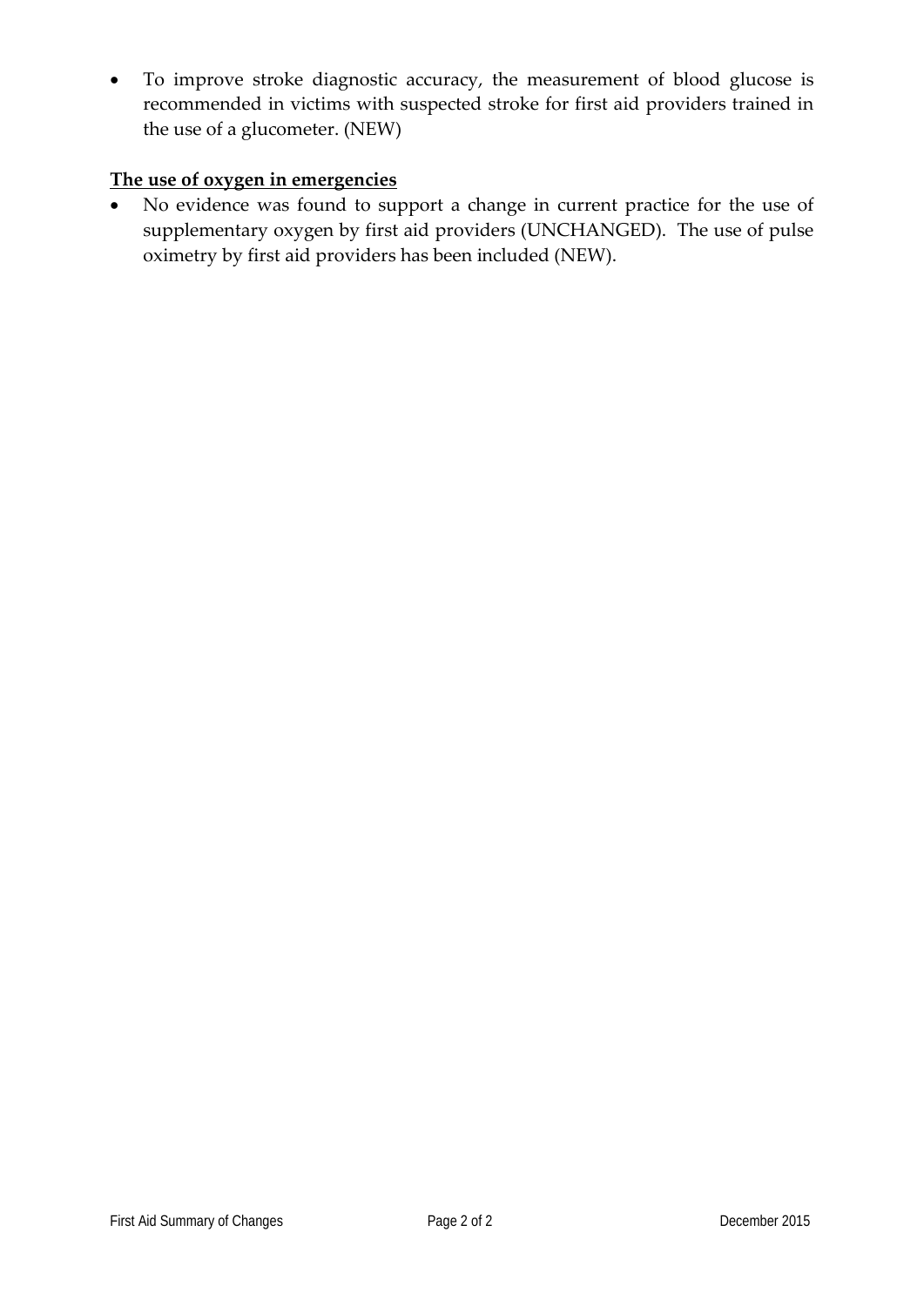- To improve stroke diagnostic accuracy, the measurement of blood glucose is recommended in victims with suspected stroke for first aid providers trained in the use of a glucometer. (NEW)

**The use of oxygen in emergencies**

- No evidence was found to support a change in current practice for the use of supplementary oxygen by first aid providers (UNCHANGED). The use of pulse oximetry by first aid providers has been included (NEW).